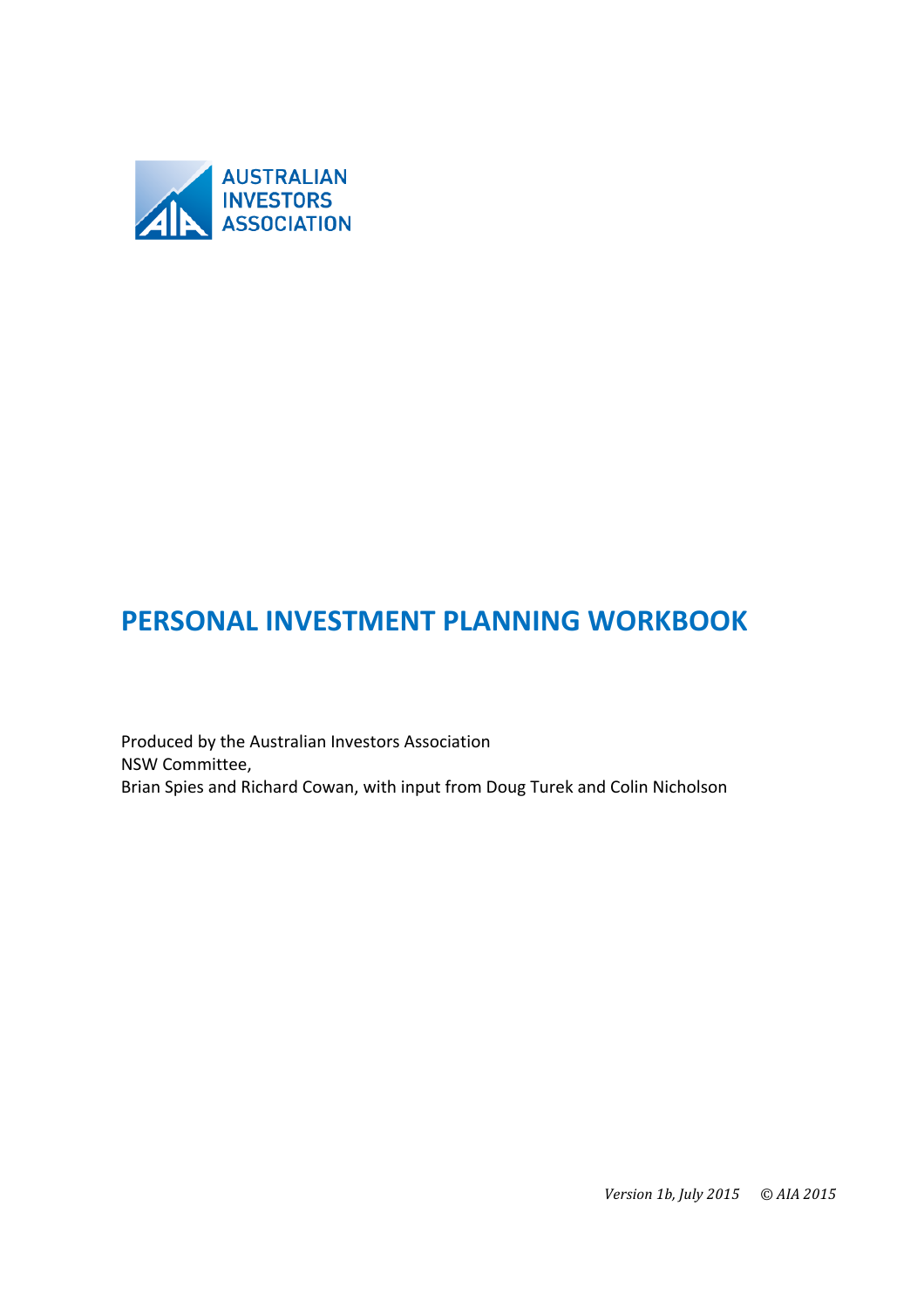AUSTRALIAN
INVESTORS
ASSOCIATION

# PERSONAL INVESTMENT PLANNING WORKBOOK

Produced by the Australian Investors Association
NSW Committee,
Brian Spies and Richard Cowan, with input from Doug Turek and Colin Nicholson

*Version 1b, July 2015* *© AIA 2015*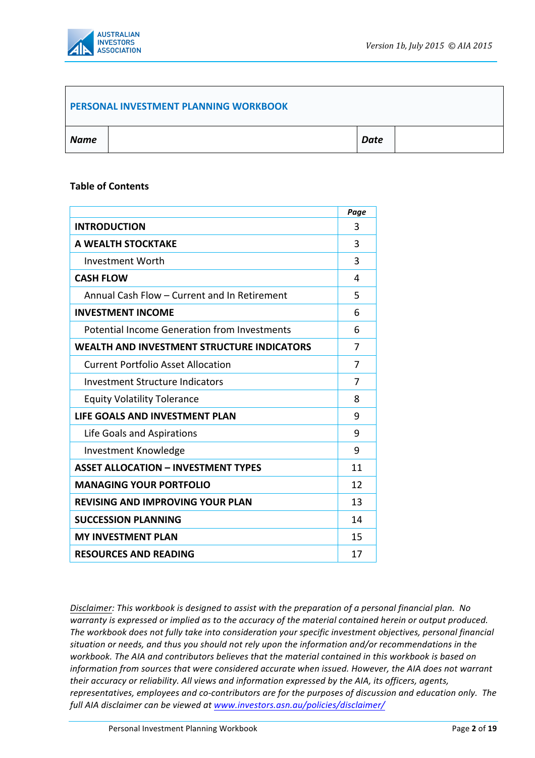| PERSONAL INVESTMENT PLANNING WORKBOOK | | | |
|---|---|---|---|
| ***Name*** | | ***Date*** | |

**Table of Contents**

| | *Page* |
|---|---|
| **INTRODUCTION** | 3 |
| **A WEALTH STOCKTAKE** | 3 |
| Investment Worth | 3 |
| **CASH FLOW** | 4 |
| Annual Cash Flow – Current and In Retirement | 5 |
| **INVESTMENT INCOME** | 6 |
| Potential Income Generation from Investments | 6 |
| **WEALTH AND INVESTMENT STRUCTURE INDICATORS** | 7 |
| Current Portfolio Asset Allocation | 7 |
| Investment Structure Indicators | 7 |
| Equity Volatility Tolerance | 8 |
| **LIFE GOALS AND INVESTMENT PLAN** | 9 |
| Life Goals and Aspirations | 9 |
| Investment Knowledge | 9 |
| **ASSET ALLOCATION – INVESTMENT TYPES** | 11 |
| **MANAGING YOUR PORTFOLIO** | 12 |
| **REVISING AND IMPROVING YOUR PLAN** | 13 |
| **SUCCESSION PLANNING** | 14 |
| **MY INVESTMENT PLAN** | 15 |
| **RESOURCES AND READING** | 17 |

*<u>Disclaimer</u>: This workbook is designed to assist with the preparation of a personal financial plan. No warranty is expressed or implied as to the accuracy of the material contained herein or output produced. The workbook does not fully take into consideration your specific investment objectives, personal financial situation or needs, and thus you should not rely upon the information and/or recommendations in the workbook. The AIA and contributors believes that the material contained in this workbook is based on information from sources that were considered accurate when issued. However, the AIA does not warrant their accuracy or reliability. All views and information expressed by the AIA, its officers, agents, representatives, employees and co-contributors are for the purposes of discussion and education only. The full AIA disclaimer can be viewed at [www.investors.asn.au/policies/disclaimer/](http://www.investors.asn.au/policies/disclaimer/)*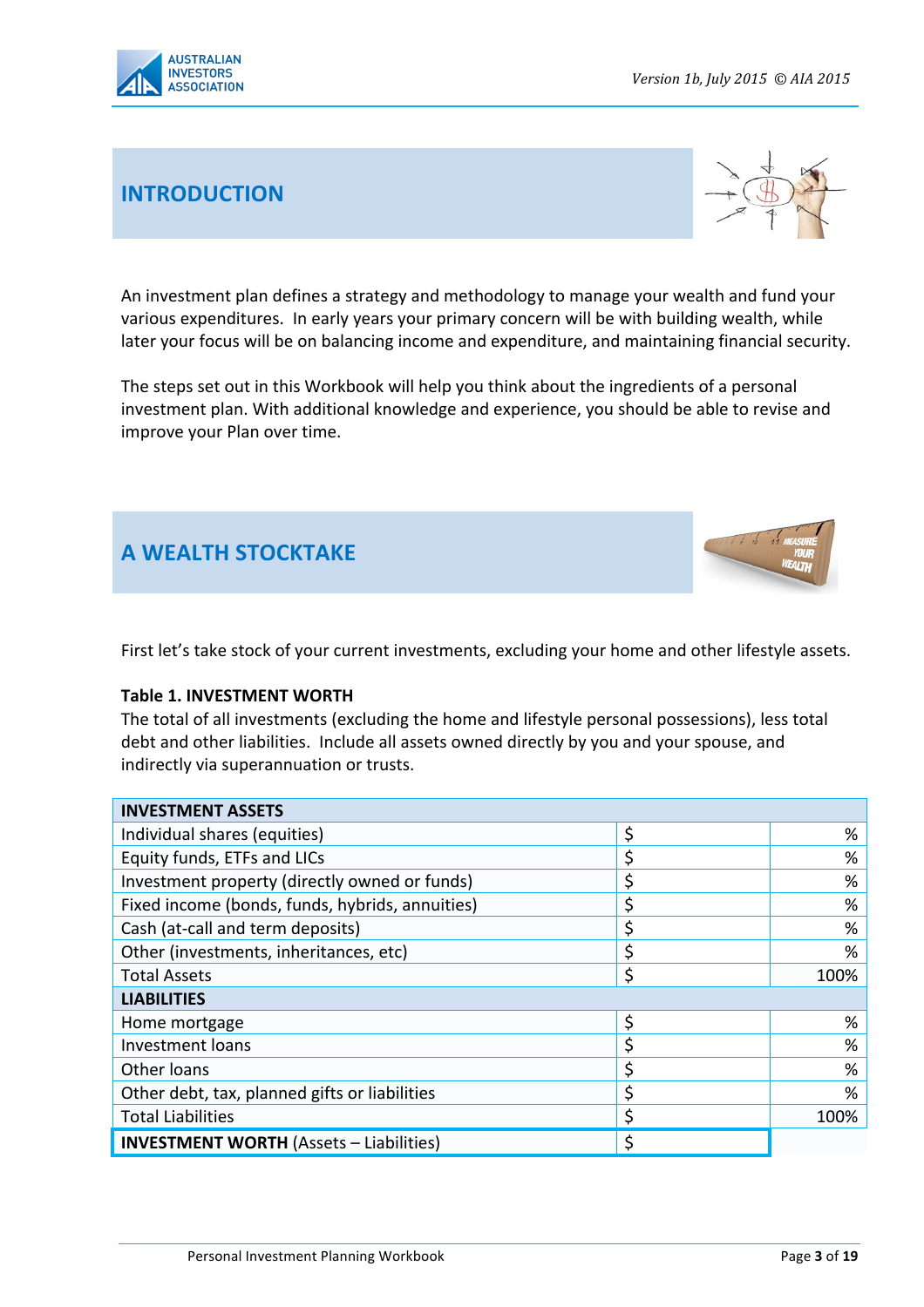## INTRODUCTION

An investment plan defines a strategy and methodology to manage your wealth and fund your various expenditures. In early years your primary concern will be with building wealth, while later your focus will be on balancing income and expenditure, and maintaining financial security.

The steps set out in this Workbook will help you think about the ingredients of a personal investment plan. With additional knowledge and experience, you should be able to revise and improve your Plan over time.

## A WEALTH STOCKTAKE

First let's take stock of your current investments, excluding your home and other lifestyle assets.

**Table 1. INVESTMENT WORTH**

The total of all investments (excluding the home and lifestyle personal possessions), less total debt and other liabilities. Include all assets owned directly by you and your spouse, and indirectly via superannuation or trusts.

| **INVESTMENT ASSETS** | | |
|---|---|---|
| Individual shares (equities) | $ | % |
| Equity funds, ETFs and LICs | $ | % |
| Investment property (directly owned or funds) | $ | % |
| Fixed income (bonds, funds, hybrids, annuities) | $ | % |
| Cash (at-call and term deposits) | $ | % |
| Other (investments, inheritances, etc) | $ | % |
| Total Assets | $ | 100% |
| **LIABILITIES** | | |
| Home mortgage | $ | % |
| Investment loans | $ | % |
| Other loans | $ | % |
| Other debt, tax, planned gifts or liabilities | $ | % |
| Total Liabilities | $ | 100% |
| **INVESTMENT WORTH** (Assets – Liabilities) | $ | |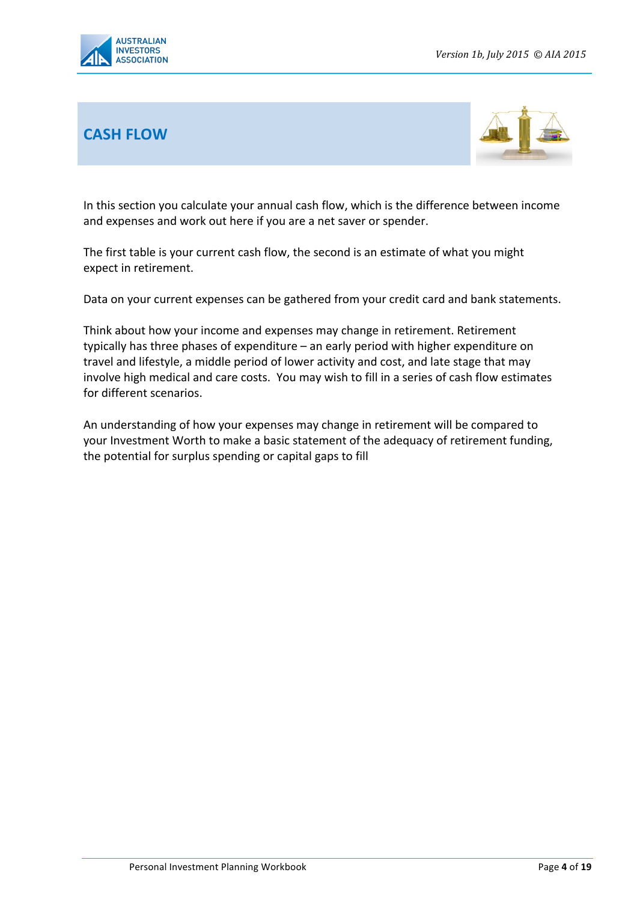# CASH FLOW

In this section you calculate your annual cash flow, which is the difference between income and expenses and work out here if you are a net saver or spender.

The first table is your current cash flow, the second is an estimate of what you might expect in retirement.

Data on your current expenses can be gathered from your credit card and bank statements.

Think about how your income and expenses may change in retirement. Retirement typically has three phases of expenditure – an early period with higher expenditure on travel and lifestyle, a middle period of lower activity and cost, and late stage that may involve high medical and care costs. You may wish to fill in a series of cash flow estimates for different scenarios.

An understanding of how your expenses may change in retirement will be compared to your Investment Worth to make a basic statement of the adequacy of retirement funding, the potential for surplus spending or capital gaps to fill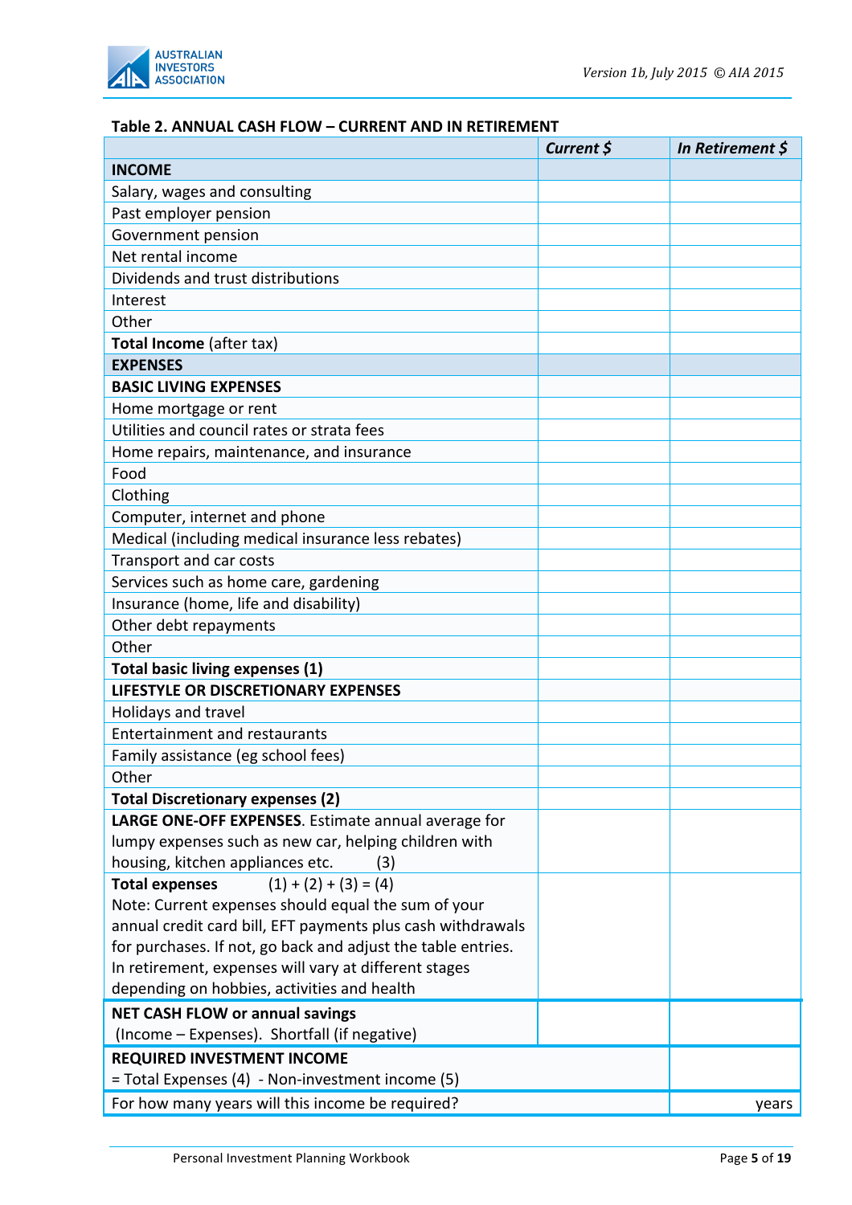## Table 2. ANNUAL CASH FLOW – CURRENT AND IN RETIREMENT

| | *Current $* | *In Retirement $* |
|---|---|---|
| **INCOME** | | |
| Salary, wages and consulting | | |
| Past employer pension | | |
| Government pension | | |
| Net rental income | | |
| Dividends and trust distributions | | |
| Interest | | |
| Other | | |
| **Total Income** (after tax) | | |
| **EXPENSES** | | |
| **BASIC LIVING EXPENSES** | | |
| Home mortgage or rent | | |
| Utilities and council rates or strata fees | | |
| Home repairs, maintenance, and insurance | | |
| Food | | |
| Clothing | | |
| Computer, internet and phone | | |
| Medical (including medical insurance less rebates) | | |
| Transport and car costs | | |
| Services such as home care, gardening | | |
| Insurance (home, life and disability) | | |
| Other debt repayments | | |
| Other | | |
| **Total basic living expenses (1)** | | |
| **LIFESTYLE OR DISCRETIONARY EXPENSES** | | |
| Holidays and travel | | |
| Entertainment and restaurants | | |
| Family assistance (eg school fees) | | |
| Other | | |
| **Total Discretionary expenses (2)** | | |
| **LARGE ONE-OFF EXPENSES**. Estimate annual average for lumpy expenses such as new car, helping children with housing, kitchen appliances etc. (3) | | |
| **Total expenses** (1) + (2) + (3) = (4) Note: Current expenses should equal the sum of your annual credit card bill, EFT payments plus cash withdrawals for purchases. If not, go back and adjust the table entries. In retirement, expenses will vary at different stages depending on hobbies, activities and health | | |
| **NET CASH FLOW or annual savings** (Income – Expenses). Shortfall (if negative) | | |
| **REQUIRED INVESTMENT INCOME** = Total Expenses (4) - Non-investment income (5) | | |
| For how many years will this income be required? | | years |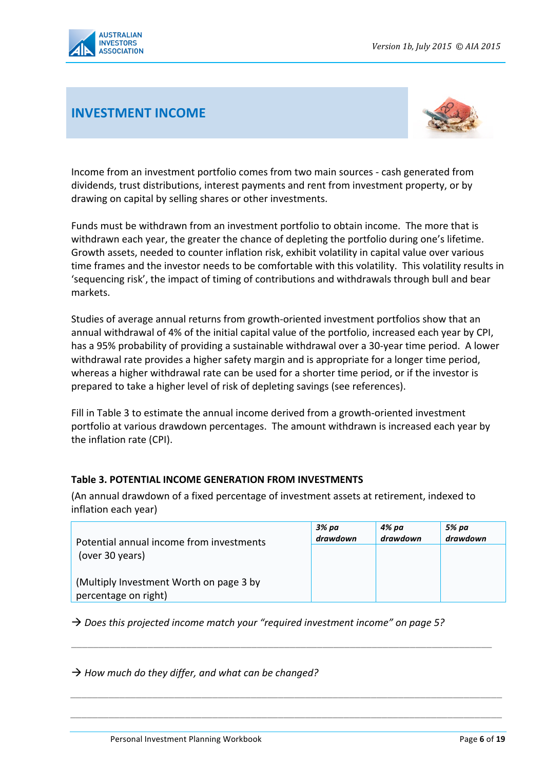# INVESTMENT INCOME

Income from an investment portfolio comes from two main sources - cash generated from dividends, trust distributions, interest payments and rent from investment property, or by drawing on capital by selling shares or other investments.

Funds must be withdrawn from an investment portfolio to obtain income. The more that is withdrawn each year, the greater the chance of depleting the portfolio during one's lifetime. Growth assets, needed to counter inflation risk, exhibit volatility in capital value over various time frames and the investor needs to be comfortable with this volatility. This volatility results in 'sequencing risk', the impact of timing of contributions and withdrawals through bull and bear markets.

Studies of average annual returns from growth-oriented investment portfolios show that an annual withdrawal of 4% of the initial capital value of the portfolio, increased each year by CPI, has a 95% probability of providing a sustainable withdrawal over a 30-year time period. A lower withdrawal rate provides a higher safety margin and is appropriate for a longer time period, whereas a higher withdrawal rate can be used for a shorter time period, or if the investor is prepared to take a higher level of risk of depleting savings (see references).

Fill in Table 3 to estimate the annual income derived from a growth-oriented investment portfolio at various drawdown percentages. The amount withdrawn is increased each year by the inflation rate (CPI).

**Table 3. POTENTIAL INCOME GENERATION FROM INVESTMENTS**

(An annual drawdown of a fixed percentage of investment assets at retirement, indexed to inflation each year)

| Potential annual income from investments (over 30 years)<br><br>(Multiply Investment Worth on page 3 by percentage on right) | *3% pa drawdown* | *4% pa drawdown* | *5% pa drawdown* |
|---|---|---|---|
| | | | |

→ *Does this projected income match your "required investment income" on page 5?*

___________________________________________________________________________

→ *How much do they differ, and what can be changed?*

___________________________________________________________________________

___________________________________________________________________________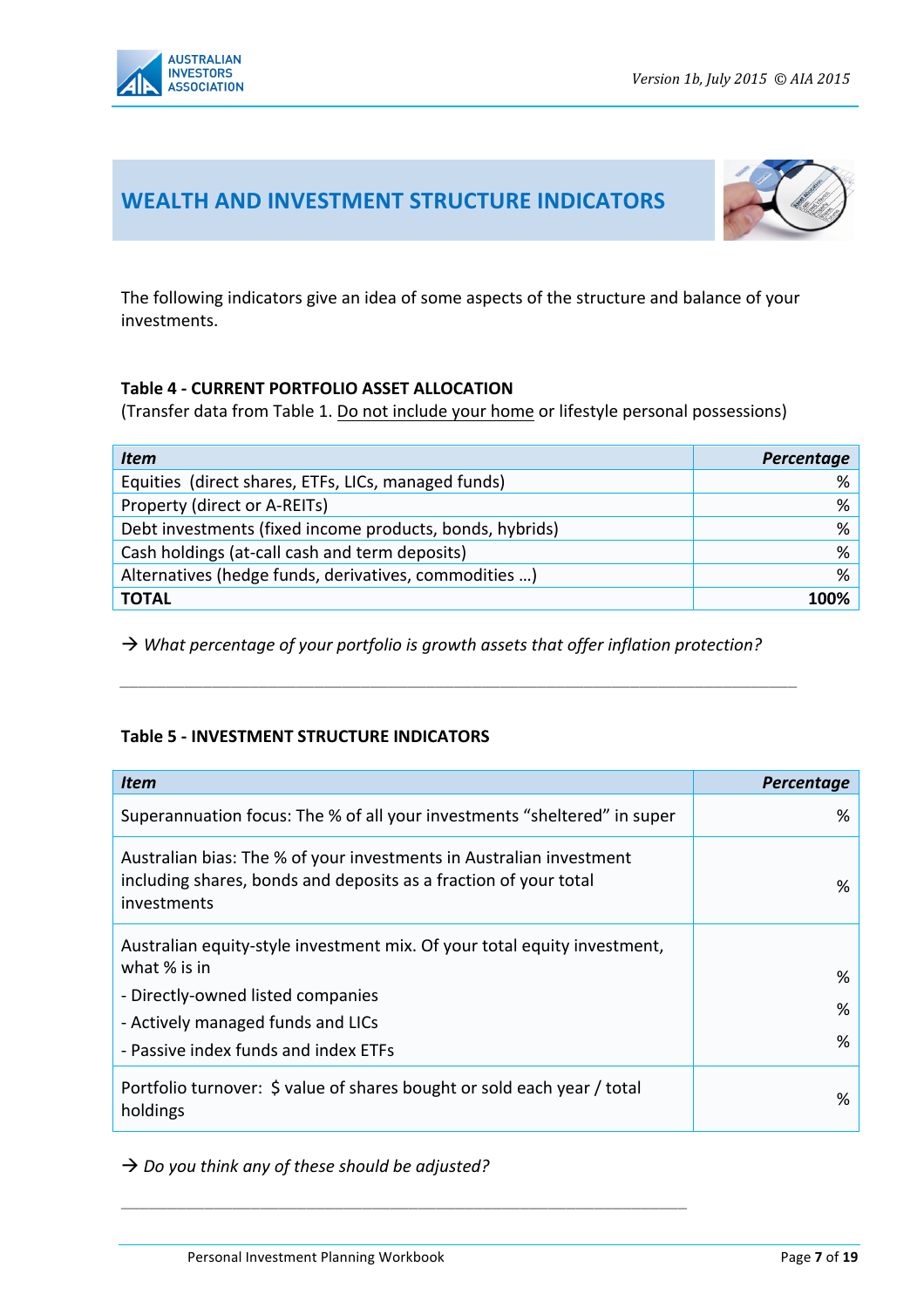# WEALTH AND INVESTMENT STRUCTURE INDICATORS

The following indicators give an idea of some aspects of the structure and balance of your investments.

**Table 4 - CURRENT PORTFOLIO ASSET ALLOCATION**

(Transfer data from Table 1. Do not include your home or lifestyle personal possessions)

| *Item* | *Percentage* |
|---|---|
| Equities (direct shares, ETFs, LICs, managed funds) | % |
| Property (direct or A-REITs) | % |
| Debt investments (fixed income products, bonds, hybrids) | % |
| Cash holdings (at-call cash and term deposits) | % |
| Alternatives (hedge funds, derivatives, commodities …) | % |
| **TOTAL** | **100%** |

→ *What percentage of your portfolio is growth assets that offer inflation protection?*

_______________________________________________________________________________

**Table 5 - INVESTMENT STRUCTURE INDICATORS**

| *Item* | *Percentage* |
|---|---|
| Superannuation focus: The % of all your investments "sheltered" in super | % |
| Australian bias: The % of your investments in Australian investment including shares, bonds and deposits as a fraction of your total investments | % |
| Australian equity-style investment mix. Of your total equity investment, what % is in<br>- Directly-owned listed companies<br>- Actively managed funds and LICs<br>- Passive index funds and index ETFs | <br>%<br>%<br>% |
| Portfolio turnover: $ value of shares bought or sold each year / total holdings | % |

→ *Do you think any of these should be adjusted?*

_______________________________________________________________________________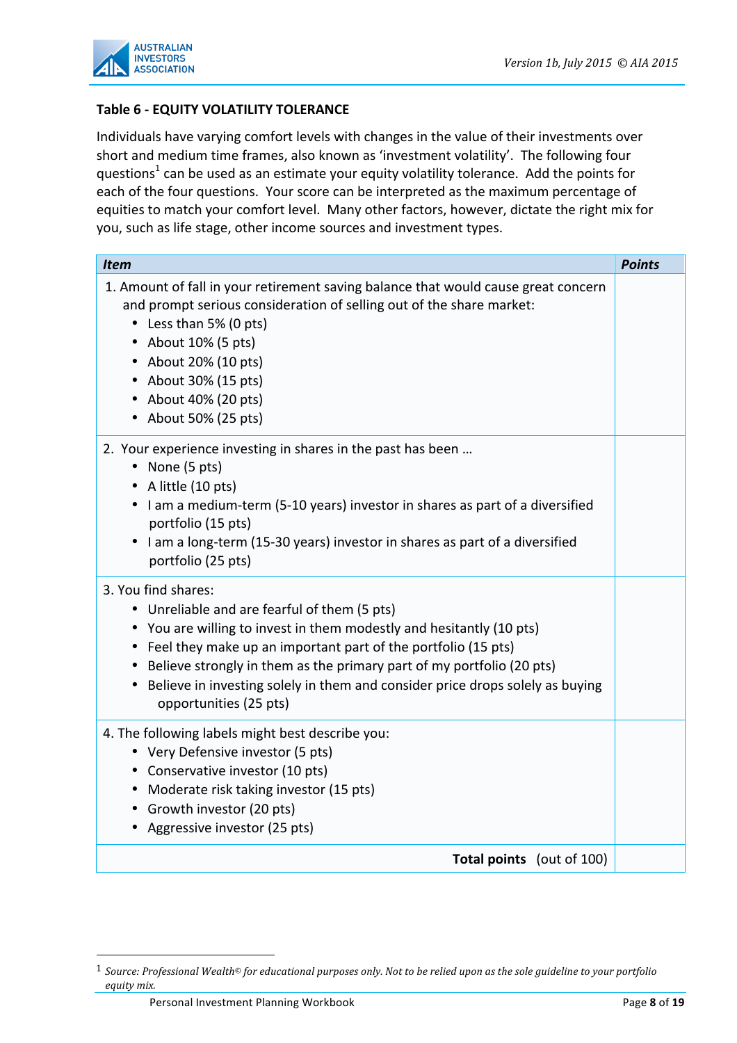**Table 6 - EQUITY VOLATILITY TOLERANCE**

Individuals have varying comfort levels with changes in the value of their investments over short and medium time frames, also known as 'investment volatility'. The following four questions[1] can be used as an estimate your equity volatility tolerance. Add the points for each of the four questions. Your score can be interpreted as the maximum percentage of equities to match your comfort level. Many other factors, however, dictate the right mix for you, such as life stage, other income sources and investment types.

| *Item* | *Points* |
|---|---|
| 1. Amount of fall in your retirement saving balance that would cause great concern and prompt serious consideration of selling out of the share market:<br>• Less than 5% (0 pts)<br>• About 10% (5 pts)<br>• About 20% (10 pts)<br>• About 30% (15 pts)<br>• About 40% (20 pts)<br>• About 50% (25 pts) | |
| 2. Your experience investing in shares in the past has been …<br>• None (5 pts)<br>• A little (10 pts)<br>• I am a medium-term (5-10 years) investor in shares as part of a diversified portfolio (15 pts)<br>• I am a long-term (15-30 years) investor in shares as part of a diversified portfolio (25 pts) | |
| 3. You find shares:<br>• Unreliable and are fearful of them (5 pts)<br>• You are willing to invest in them modestly and hesitantly (10 pts)<br>• Feel they make up an important part of the portfolio (15 pts)<br>• Believe strongly in them as the primary part of my portfolio (20 pts)<br>• Believe in investing solely in them and consider price drops solely as buying opportunities (25 pts) | |
| 4. The following labels might best describe you:<br>• Very Defensive investor (5 pts)<br>• Conservative investor (10 pts)<br>• Moderate risk taking investor (15 pts)<br>• Growth investor (20 pts)<br>• Aggressive investor (25 pts) | |
| **Total points** (out of 100) | |

[1] *Source: Professional Wealth© for educational purposes only. Not to be relied upon as the sole guideline to your portfolio equity mix.*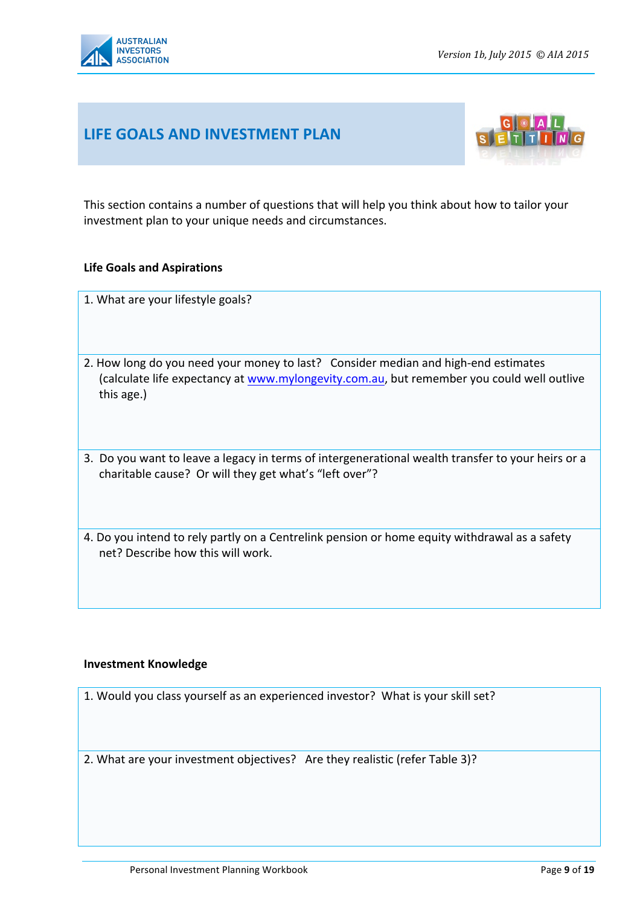# LIFE GOALS AND INVESTMENT PLAN

This section contains a number of questions that will help you think about how to tailor your investment plan to your unique needs and circumstances.

**Life Goals and Aspirations**

| 1. What are your lifestyle goals? |
|---|
| 2. How long do you need your money to last? Consider median and high-end estimates (calculate life expectancy at [www.mylongevity.com.au](http://www.mylongevity.com.au), but remember you could well outlive this age.) |
| 3. Do you want to leave a legacy in terms of intergenerational wealth transfer to your heirs or a charitable cause? Or will they get what's "left over"? |
| 4. Do you intend to rely partly on a Centrelink pension or home equity withdrawal as a safety net? Describe how this will work. |

**Investment Knowledge**

| 1. Would you class yourself as an experienced investor? What is your skill set? |
|---|
| 2. What are your investment objectives? Are they realistic (refer Table 3)? |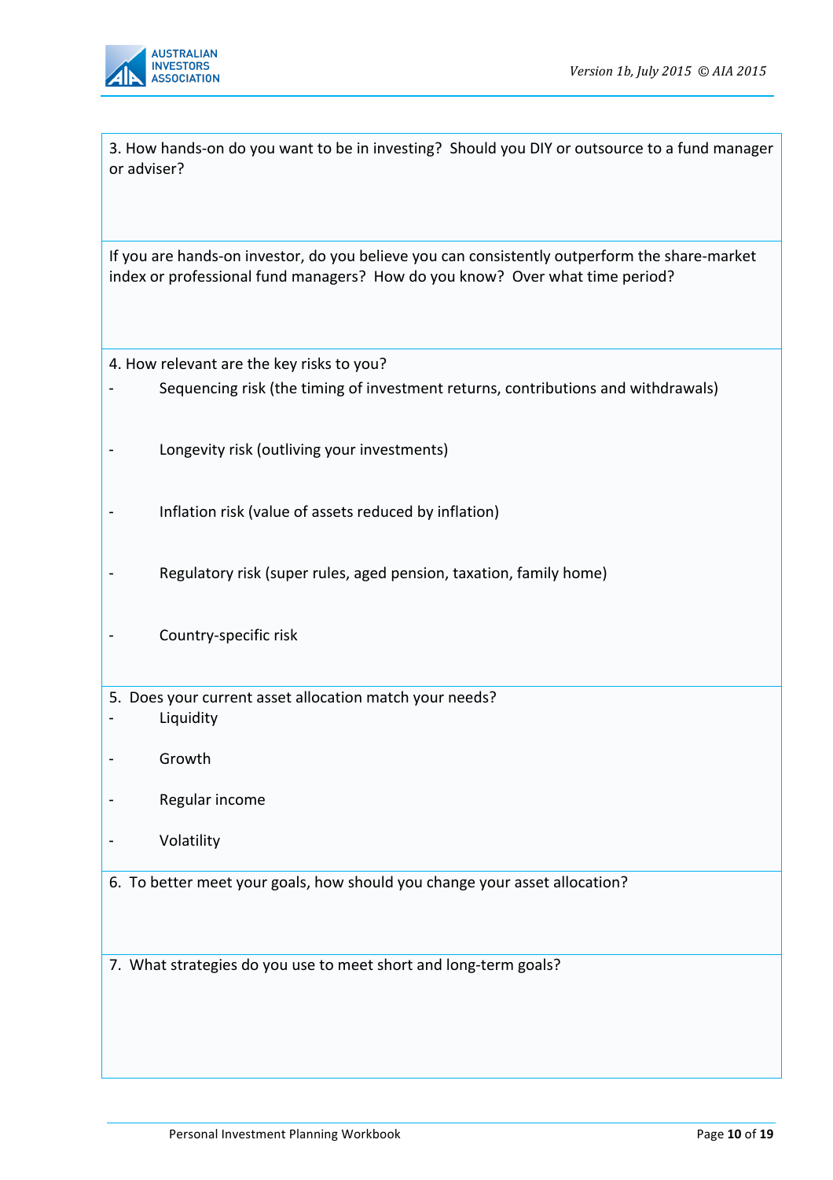3. How hands-on do you want to be in investing? Should you DIY or outsource to a fund manager or adviser?

If you are hands-on investor, do you believe you can consistently outperform the share-market index or professional fund managers? How do you know? Over what time period?

4. How relevant are the key risks to you?

- Sequencing risk (the timing of investment returns, contributions and withdrawals)
- Longevity risk (outliving your investments)
- Inflation risk (value of assets reduced by inflation)
- Regulatory risk (super rules, aged pension, taxation, family home)
- Country-specific risk

5. Does your current asset allocation match your needs?

- Liquidity
- Growth
- Regular income
- Volatility

6. To better meet your goals, how should you change your asset allocation?

7. What strategies do you use to meet short and long-term goals?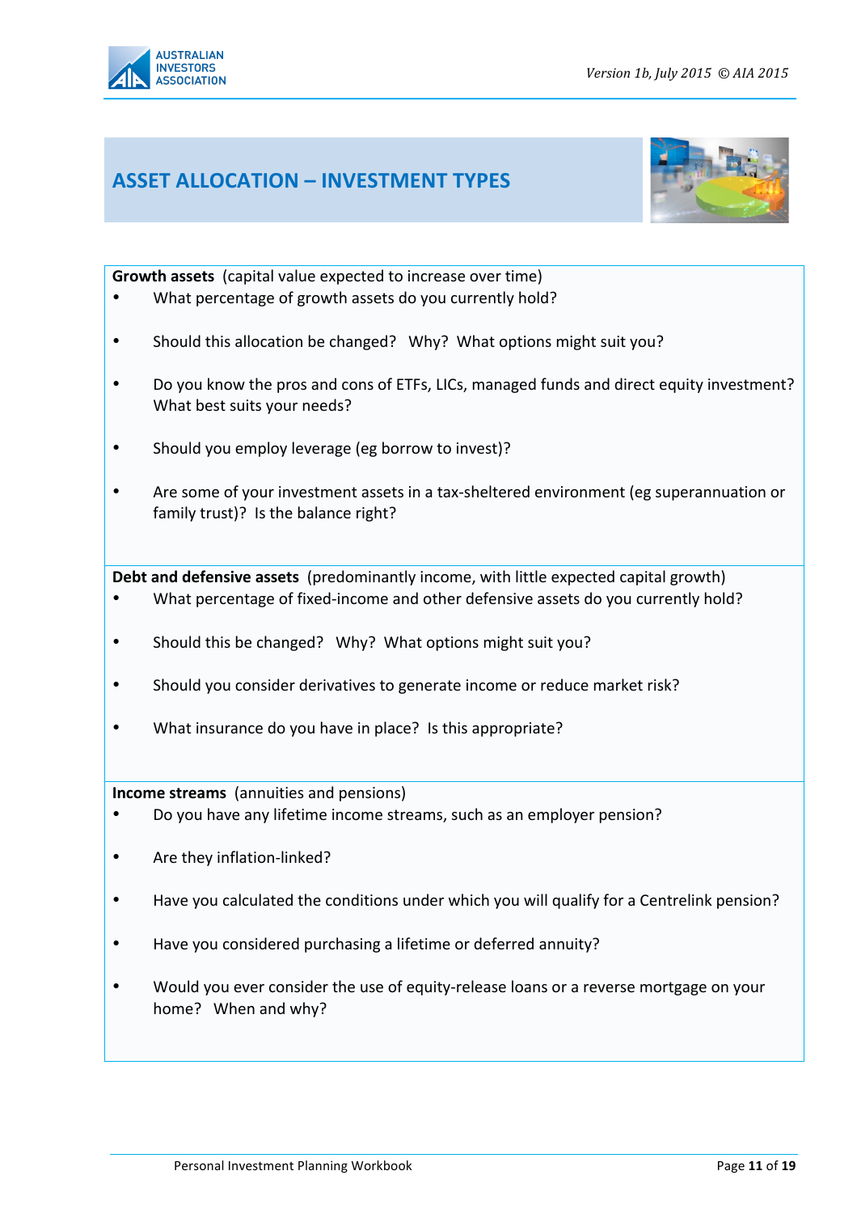# ASSET ALLOCATION – INVESTMENT TYPES

**Growth assets** (capital value expected to increase over time)

- What percentage of growth assets do you currently hold?
- Should this allocation be changed? Why? What options might suit you?
- Do you know the pros and cons of ETFs, LICs, managed funds and direct equity investment? What best suits your needs?
- Should you employ leverage (eg borrow to invest)?
- Are some of your investment assets in a tax-sheltered environment (eg superannuation or family trust)? Is the balance right?

**Debt and defensive assets** (predominantly income, with little expected capital growth)

- What percentage of fixed-income and other defensive assets do you currently hold?
- Should this be changed? Why? What options might suit you?
- Should you consider derivatives to generate income or reduce market risk?
- What insurance do you have in place? Is this appropriate?

**Income streams** (annuities and pensions)

- Do you have any lifetime income streams, such as an employer pension?
- Are they inflation-linked?
- Have you calculated the conditions under which you will qualify for a Centrelink pension?
- Have you considered purchasing a lifetime or deferred annuity?
- Would you ever consider the use of equity-release loans or a reverse mortgage on your home? When and why?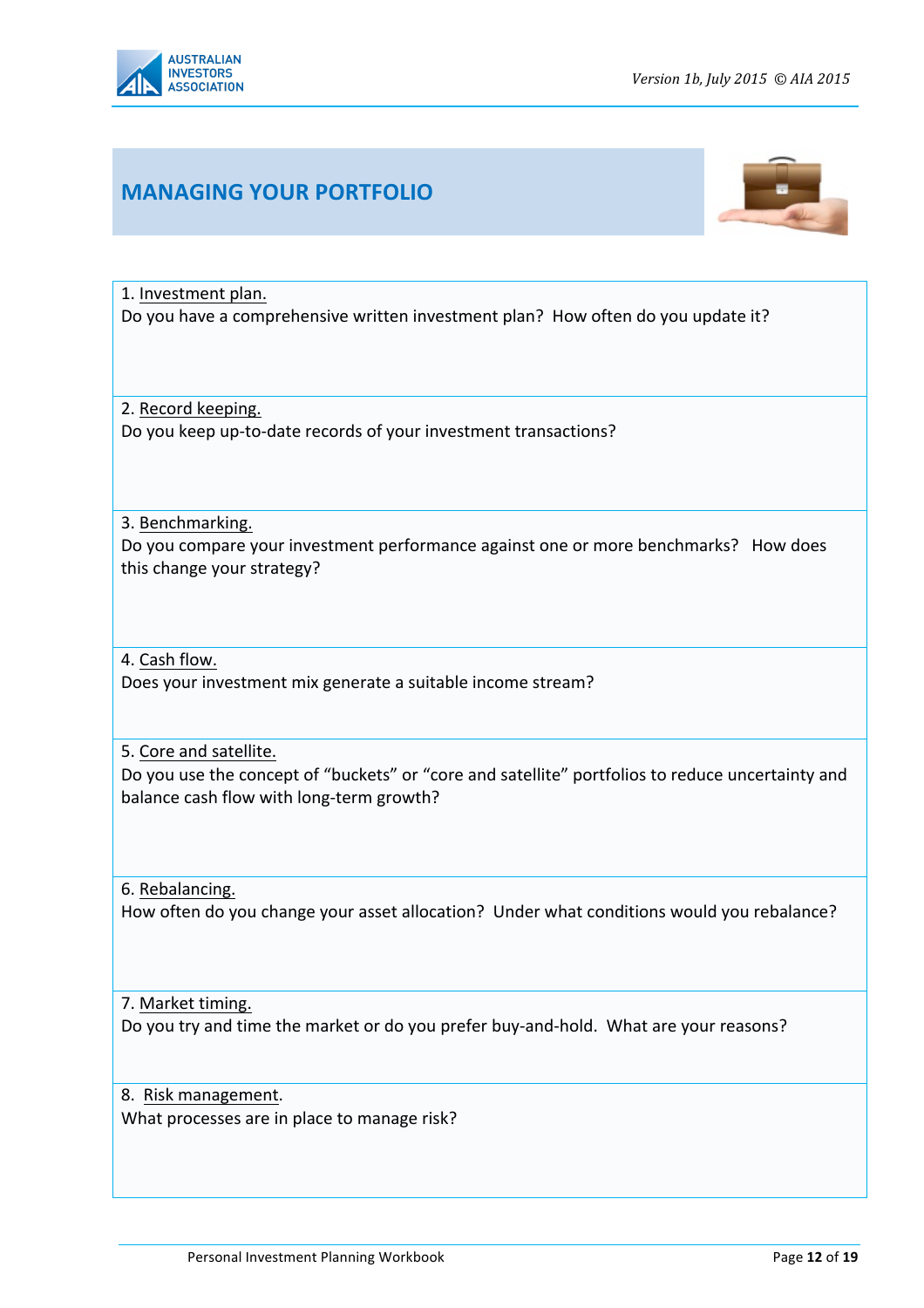# MANAGING YOUR PORTFOLIO

1. Investment plan.
Do you have a comprehensive written investment plan? How often do you update it?

2. Record keeping.
Do you keep up-to-date records of your investment transactions?

3. Benchmarking.
Do you compare your investment performance against one or more benchmarks? How does this change your strategy?

4. Cash flow.
Does your investment mix generate a suitable income stream?

5. Core and satellite.
Do you use the concept of "buckets" or "core and satellite" portfolios to reduce uncertainty and balance cash flow with long-term growth?

6. Rebalancing.
How often do you change your asset allocation? Under what conditions would you rebalance?

7. Market timing.
Do you try and time the market or do you prefer buy-and-hold. What are your reasons?

8. Risk management.
What processes are in place to manage risk?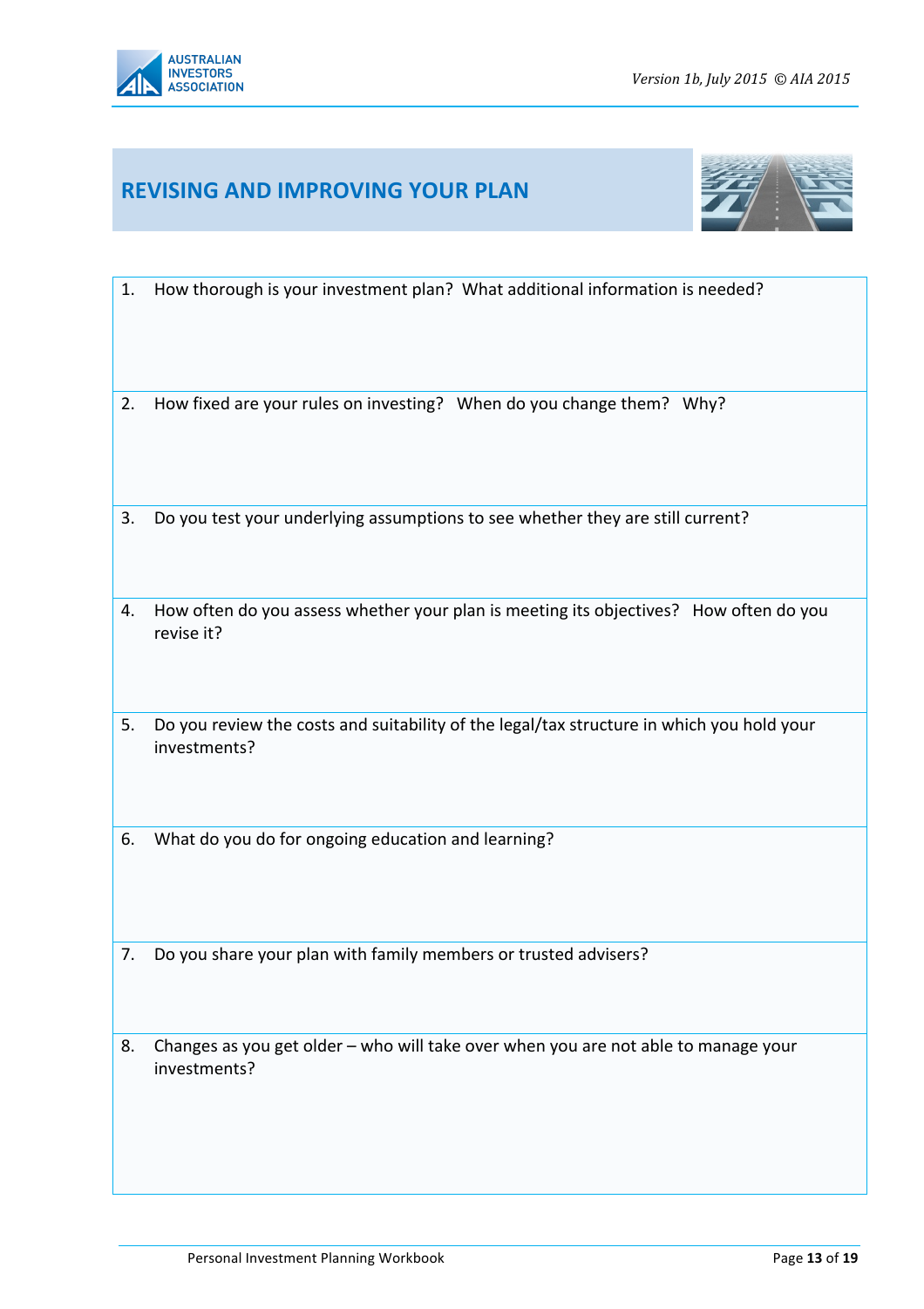# REVISING AND IMPROVING YOUR PLAN

1. How thorough is your investment plan? What additional information is needed?

2. How fixed are your rules on investing? When do you change them? Why?

3. Do you test your underlying assumptions to see whether they are still current?

4. How often do you assess whether your plan is meeting its objectives? How often do you revise it?

5. Do you review the costs and suitability of the legal/tax structure in which you hold your investments?

6. What do you do for ongoing education and learning?

7. Do you share your plan with family members or trusted advisers?

8. Changes as you get older – who will take over when you are not able to manage your investments?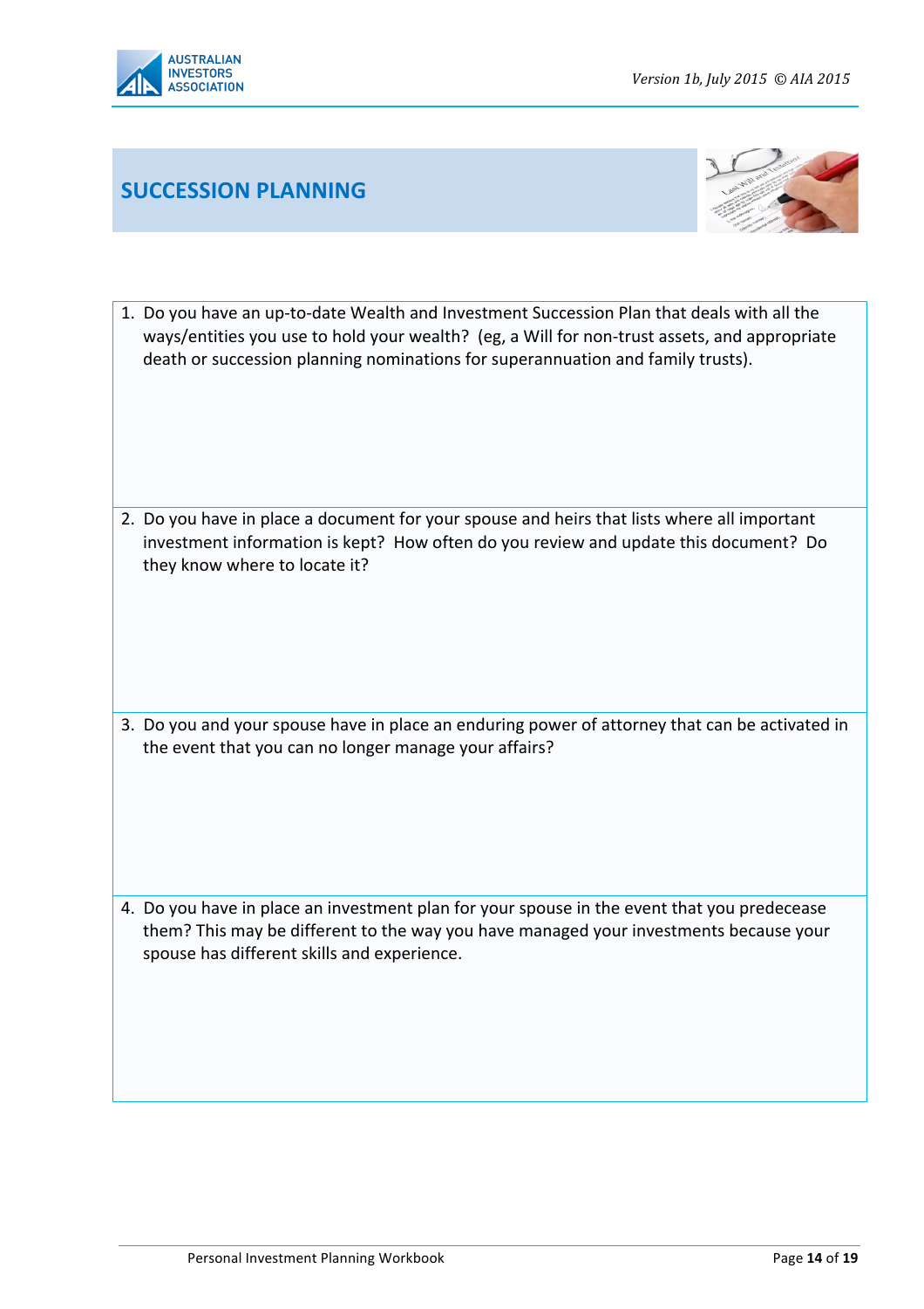## SUCCESSION PLANNING

1. Do you have an up-to-date Wealth and Investment Succession Plan that deals with all the ways/entities you use to hold your wealth? (eg, a Will for non-trust assets, and appropriate death or succession planning nominations for superannuation and family trusts).

2. Do you have in place a document for your spouse and heirs that lists where all important investment information is kept? How often do you review and update this document? Do they know where to locate it?

3. Do you and your spouse have in place an enduring power of attorney that can be activated in the event that you can no longer manage your affairs?

4. Do you have in place an investment plan for your spouse in the event that you predecease them? This may be different to the way you have managed your investments because your spouse has different skills and experience.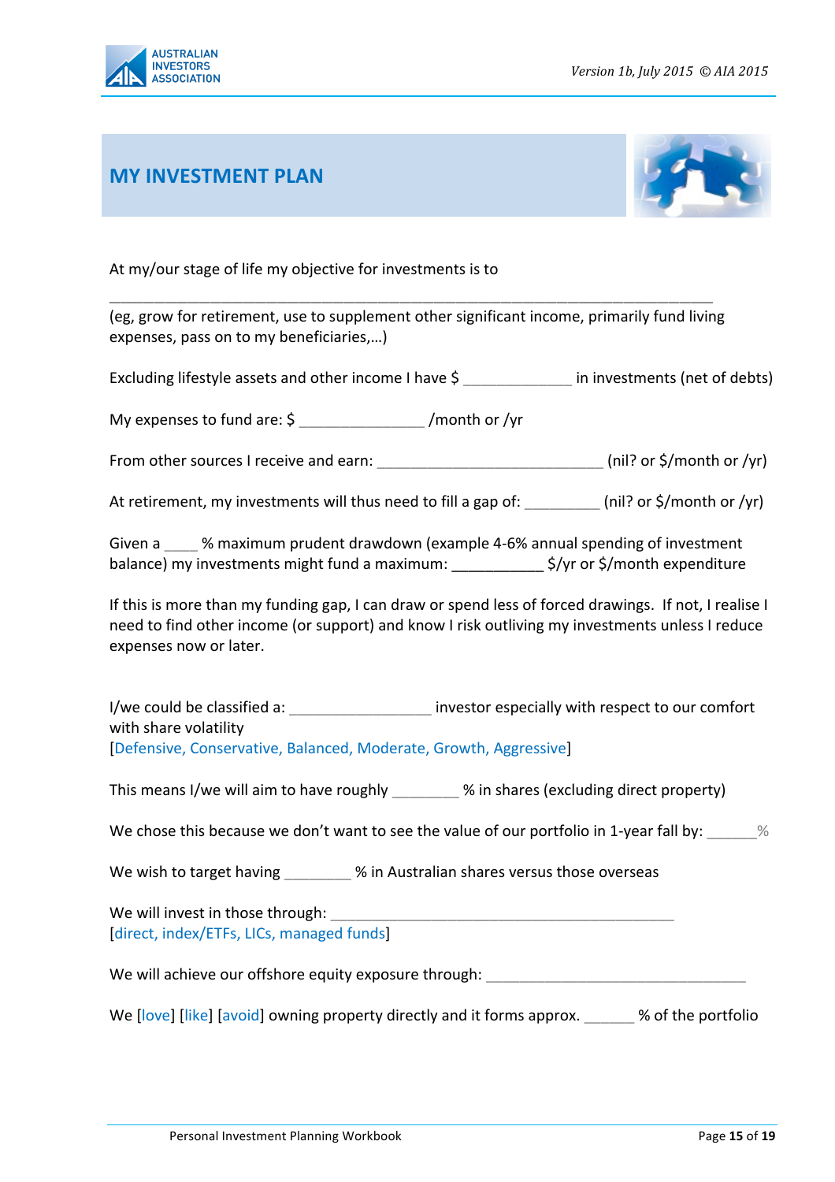# MY INVESTMENT PLAN

At my/our stage of life my objective for investments is to

_______________________________________________________________________

(eg, grow for retirement, use to supplement other significant income, primarily fund living expenses, pass on to my beneficiaries,…)

Excluding lifestyle assets and other income I have $ _____________ in investments (net of debts)

My expenses to fund are: $ _______________ /month or /yr

From other sources I receive and earn: ___________________________ (nil? or $/month or /yr)

At retirement, my investments will thus need to fill a gap of: _________ (nil? or $/month or /yr)

Given a ____ % maximum prudent drawdown (example 4-6% annual spending of investment balance) my investments might fund a maximum: ___________ $/yr or $/month expenditure

If this is more than my funding gap, I can draw or spend less of forced drawings. If not, I realise I need to find other income (or support) and know I risk outliving my investments unless I reduce expenses now or later.

I/we could be classified a: _________________ investor especially with respect to our comfort with share volatility
[Defensive, Conservative, Balanced, Moderate, Growth, Aggressive]

This means I/we will aim to have roughly ________ % in shares (excluding direct property)

We chose this because we don't want to see the value of our portfolio in 1-year fall by: ______%

We wish to target having ________ % in Australian shares versus those overseas

We will invest in those through: ____________________________________________
[direct, index/ETFs, LICs, managed funds]

We will achieve our offshore equity exposure through: _________________________________

We [love] [like] [avoid] owning property directly and it forms approx. ______ % of the portfolio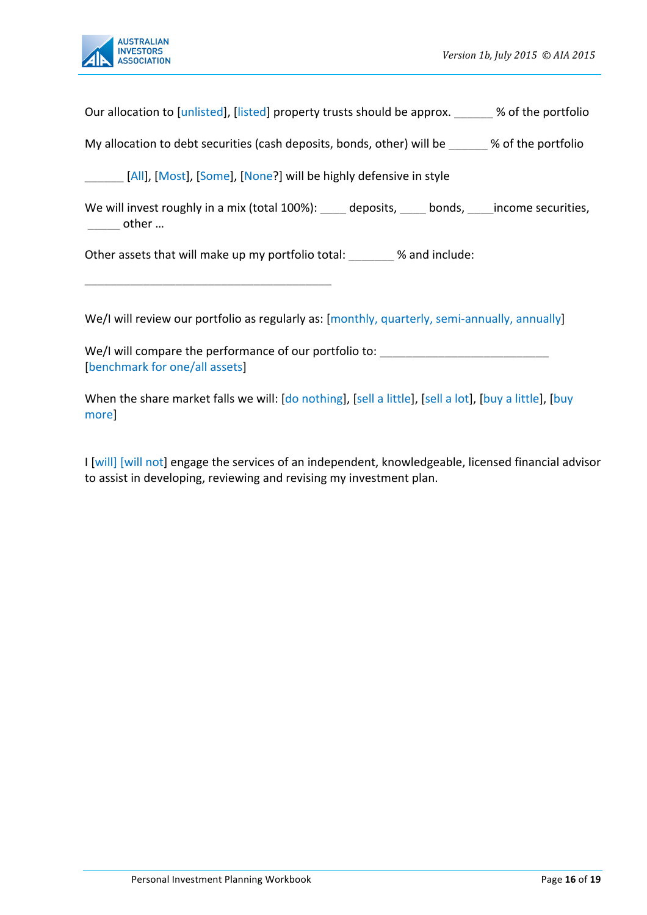Our allocation to [unlisted], [listed] property trusts should be approx. ______ % of the portfolio

My allocation to debt securities (cash deposits, bonds, other) will be ______ % of the portfolio

______ [All], [Most], [Some], [None?] will be highly defensive in style

We will invest roughly in a mix (total 100%): ____ deposits, ____ bonds, ____income securities, _____ other …

Other assets that will make up my portfolio total: _______ % and include:

________________________________________

We/I will review our portfolio as regularly as: [monthly, quarterly, semi-annually, annually]

We/I will compare the performance of our portfolio to: __________________________ [benchmark for one/all assets]

When the share market falls we will: [do nothing], [sell a little], [sell a lot], [buy a little], [buy more]

I [will] [will not] engage the services of an independent, knowledgeable, licensed financial advisor to assist in developing, reviewing and revising my investment plan.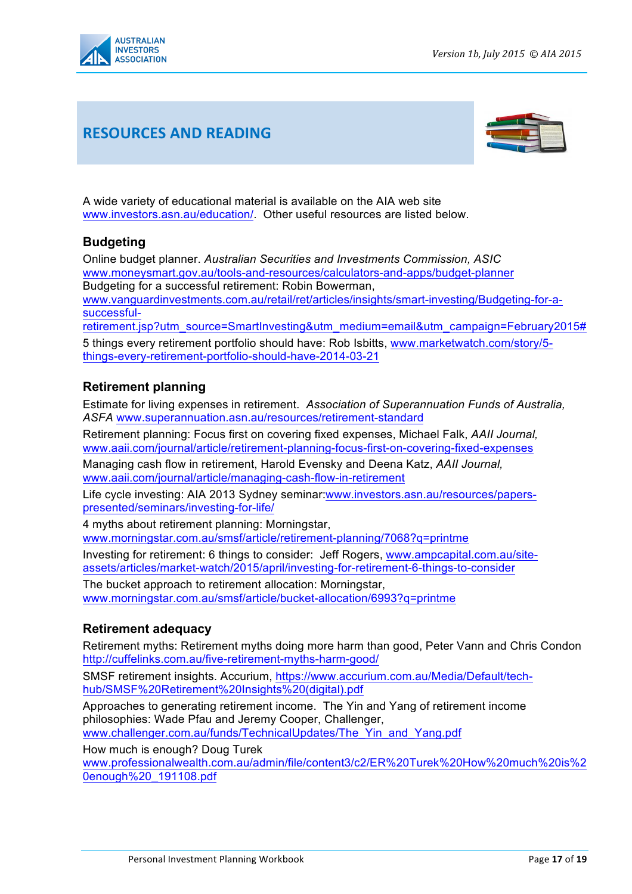# RESOURCES AND READING

A wide variety of educational material is available on the AIA web site www.investors.asn.au/education/. Other useful resources are listed below.

## Budgeting

Online budget planner. *Australian Securities and Investments Commission, ASIC* www.moneysmart.gov.au/tools-and-resources/calculators-and-apps/budget-planner

Budgeting for a successful retirement: Robin Bowerman, www.vanguardinvestments.com.au/retail/ret/articles/insights/smart-investing/Budgeting-for-a-successful-retirement.jsp?utm_source=SmartInvesting&utm_medium=email&utm_campaign=February2015#

5 things every retirement portfolio should have: Rob Isbitts, www.marketwatch.com/story/5-things-every-retirement-portfolio-should-have-2014-03-21

## Retirement planning

Estimate for living expenses in retirement. *Association of Superannuation Funds of Australia, ASFA* www.superannuation.asn.au/resources/retirement-standard

Retirement planning: Focus first on covering fixed expenses, Michael Falk, *AAII Journal,* www.aaii.com/journal/article/retirement-planning-focus-first-on-covering-fixed-expenses

Managing cash flow in retirement, Harold Evensky and Deena Katz, *AAII Journal,* www.aaii.com/journal/article/managing-cash-flow-in-retirement

Life cycle investing: AIA 2013 Sydney seminar:www.investors.asn.au/resources/papers-presented/seminars/investing-for-life/

4 myths about retirement planning: Morningstar, www.morningstar.com.au/smsf/article/retirement-planning/7068?q=printme

Investing for retirement: 6 things to consider: Jeff Rogers, www.ampcapital.com.au/site-assets/articles/market-watch/2015/april/investing-for-retirement-6-things-to-consider

The bucket approach to retirement allocation: Morningstar, www.morningstar.com.au/smsf/article/bucket-allocation/6993?q=printme

## Retirement adequacy

Retirement myths: Retirement myths doing more harm than good, Peter Vann and Chris Condon http://cuffelinks.com.au/five-retirement-myths-harm-good/

SMSF retirement insights. Accurium, https://www.accurium.com.au/Media/Default/tech-hub/SMSF%20Retirement%20Insights%20(digital).pdf

Approaches to generating retirement income. The Yin and Yang of retirement income philosophies: Wade Pfau and Jeremy Cooper, Challenger, www.challenger.com.au/funds/TechnicalUpdates/The_Yin_and_Yang.pdf

How much is enough? Doug Turek www.professionalwealth.com.au/admin/file/content3/c2/ER%20Turek%20How%20much%20is%20enough%20_191108.pdf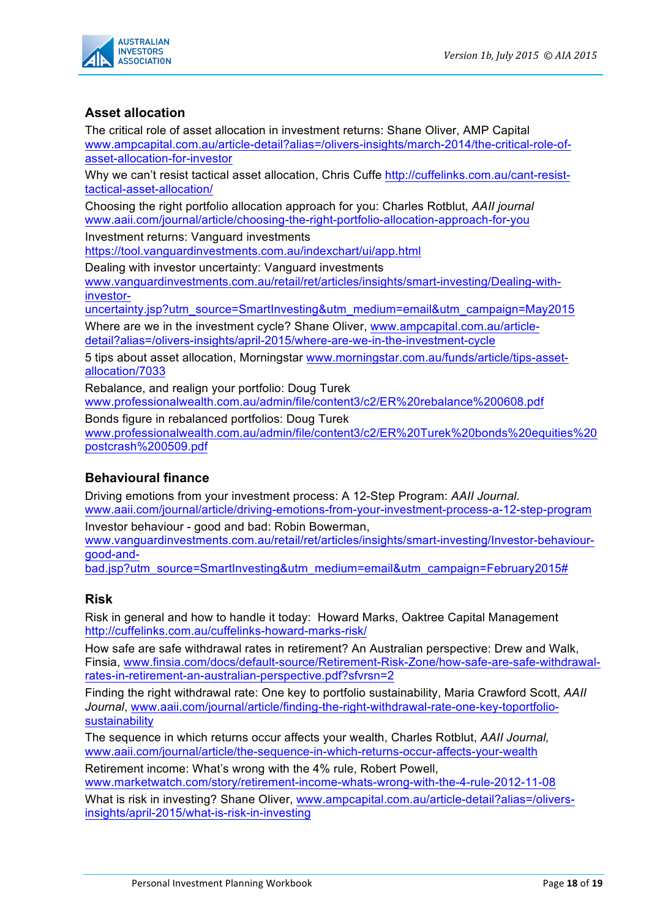## Asset allocation

The critical role of asset allocation in investment returns: Shane Oliver, AMP Capital
www.ampcapital.com.au/article-detail?alias=/olivers-insights/march-2014/the-critical-role-of-asset-allocation-for-investor

Why we can't resist tactical asset allocation, Chris Cuffe http://cuffelinks.com.au/cant-resist-tactical-asset-allocation/

Choosing the right portfolio allocation approach for you: Charles Rotblut, *AAII journal*
www.aaii.com/journal/article/choosing-the-right-portfolio-allocation-approach-for-you

Investment returns: Vanguard investments
https://tool.vanguardinvestments.com.au/indexchart/ui/app.html

Dealing with investor uncertainty: Vanguard investments
www.vanguardinvestments.com.au/retail/ret/articles/insights/smart-investing/Dealing-with-investor-uncertainty.jsp?utm_source=SmartInvesting&utm_medium=email&utm_campaign=May2015

Where are we in the investment cycle? Shane Oliver, www.ampcapital.com.au/article-detail?alias=/olivers-insights/april-2015/where-are-we-in-the-investment-cycle

5 tips about asset allocation, Morningstar www.morningstar.com.au/funds/article/tips-asset-allocation/7033

Rebalance, and realign your portfolio: Doug Turek
www.professionalwealth.com.au/admin/file/content3/c2/ER%20rebalance%200608.pdf

Bonds figure in rebalanced portfolios: Doug Turek
www.professionalwealth.com.au/admin/file/content3/c2/ER%20Turek%20bonds%20equities%20postcrash%200509.pdf

## Behavioural finance

Driving emotions from your investment process: A 12-Step Program: *AAII Journal.*
www.aaii.com/journal/article/driving-emotions-from-your-investment-process-a-12-step-program

Investor behaviour - good and bad: Robin Bowerman,
www.vanguardinvestments.com.au/retail/ret/articles/insights/smart-investing/Investor-behaviour-good-and-bad.jsp?utm_source=SmartInvesting&utm_medium=email&utm_campaign=February2015#

## Risk

Risk in general and how to handle it today: Howard Marks, Oaktree Capital Management
http://cuffelinks.com.au/cuffelinks-howard-marks-risk/

How safe are safe withdrawal rates in retirement? An Australian perspective: Drew and Walk, Finsia, www.finsia.com/docs/default-source/Retirement-Risk-Zone/how-safe-are-safe-withdrawal-rates-in-retirement-an-australian-perspective.pdf?sfvrsn=2

Finding the right withdrawal rate: One key to portfolio sustainability, Maria Crawford Scott, *AAII Journal*, www.aaii.com/journal/article/finding-the-right-withdrawal-rate-one-key-toportfolio-sustainability

The sequence in which returns occur affects your wealth, Charles Rotblut, *AAII Journal,*
www.aaii.com/journal/article/the-sequence-in-which-returns-occur-affects-your-wealth

Retirement income: What's wrong with the 4% rule, Robert Powell,
www.marketwatch.com/story/retirement-income-whats-wrong-with-the-4-rule-2012-11-08

What is risk in investing? Shane Oliver, www.ampcapital.com.au/article-detail?alias=/olivers-insights/april-2015/what-is-risk-in-investing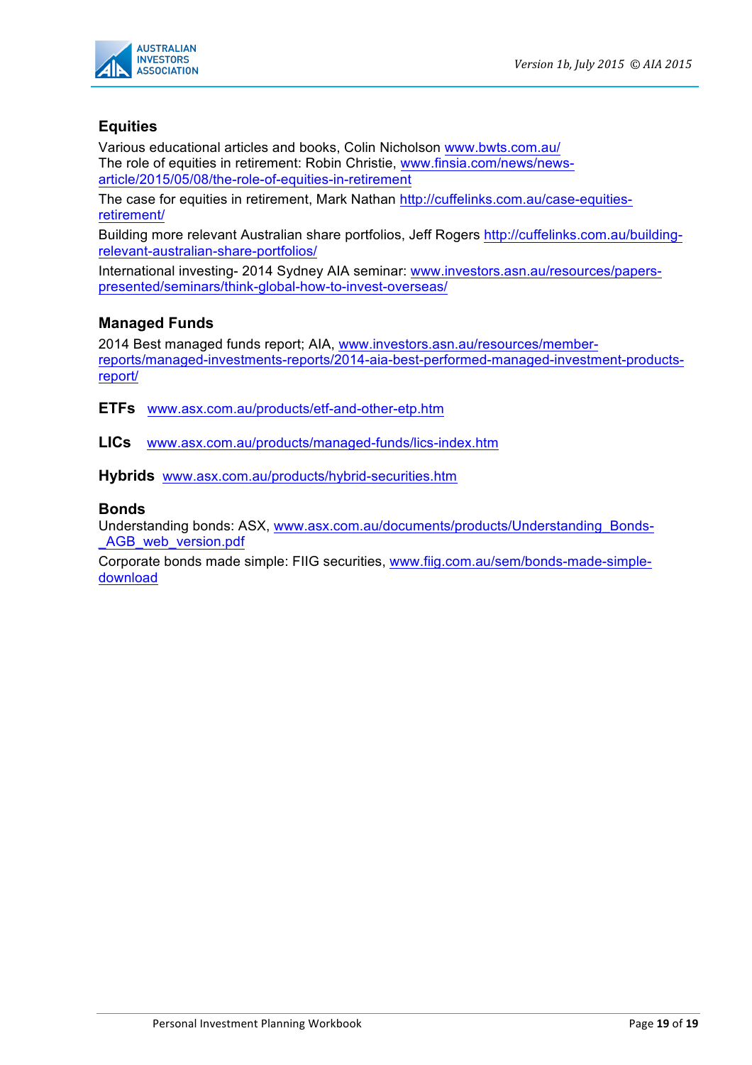## Equities

Various educational articles and books, Colin Nicholson www.bwts.com.au/
The role of equities in retirement: Robin Christie, www.finsia.com/news/news-article/2015/05/08/the-role-of-equities-in-retirement

The case for equities in retirement, Mark Nathan http://cuffelinks.com.au/case-equities-retirement/

Building more relevant Australian share portfolios, Jeff Rogers http://cuffelinks.com.au/building-relevant-australian-share-portfolios/

International investing- 2014 Sydney AIA seminar: www.investors.asn.au/resources/papers-presented/seminars/think-global-how-to-invest-overseas/

## Managed Funds

2014 Best managed funds report; AIA, www.investors.asn.au/resources/member-reports/managed-investments-reports/2014-aia-best-performed-managed-investment-products-report/

**ETFs** www.asx.com.au/products/etf-and-other-etp.htm

**LICs** www.asx.com.au/products/managed-funds/lics-index.htm

**Hybrids** www.asx.com.au/products/hybrid-securities.htm

## Bonds

Understanding bonds: ASX, www.asx.com.au/documents/products/Understanding_Bonds-_AGB_web_version.pdf

Corporate bonds made simple: FIIG securities, www.fiig.com.au/sem/bonds-made-simple-download